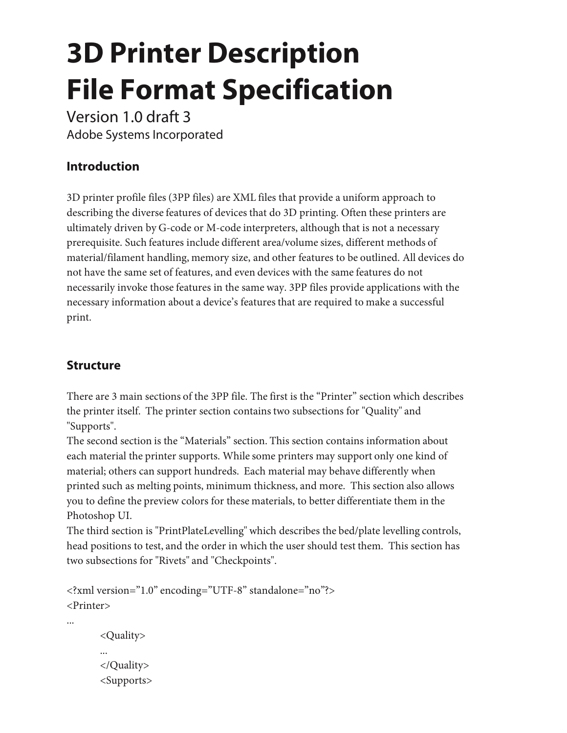# 3D Printer Description File Format Specification

Version 1.0 draft 3

Adobe Systems Incorporated

## Introduction

3D printer profile files (3PP files) are XML files that provide a uniform approach to describing the diverse features of devices that do 3D printing. Often these printers are ultimately driven by G-code or M-code interpreters, although that is not a necessary prerequisite. Such features include different area/volume sizes, different methods of material/filament handling, memory size, and other features to be outlined. All devices do not have the same set of features, and even devices with the same features do not necessarily invoke those features in the same way. 3PP files provide applications with the necessary information about a device's features that are required to make a successful print.

## Structure

There are 3 main sections of the 3PP file. The first is the "Printer" section which describes the printer itself. The printer section contains two subsections for "Quality" and "Supports".

The second section is the "Materials" section. This section contains information about each material the printer supports. While some printers may support only one kind of material; others can support hundreds. Each material may behave differently when printed such as melting points, minimum thickness, and more. This section also allows you to define the preview colors for these materials, to better differentiate them in the Photoshop UI.

The third section is "PrintPlateLevelling" which describes the bed/plate levelling controls, head positions to test, and the order in which the user should test them. This section has two subsections for "Rivets" and "Checkpoints".

```
<?xml version="1.0" encoding="UTF-8" standalone="no"?>
<Printer>
...
	<Quality>
	...
	</Quality>
	<Supports>
```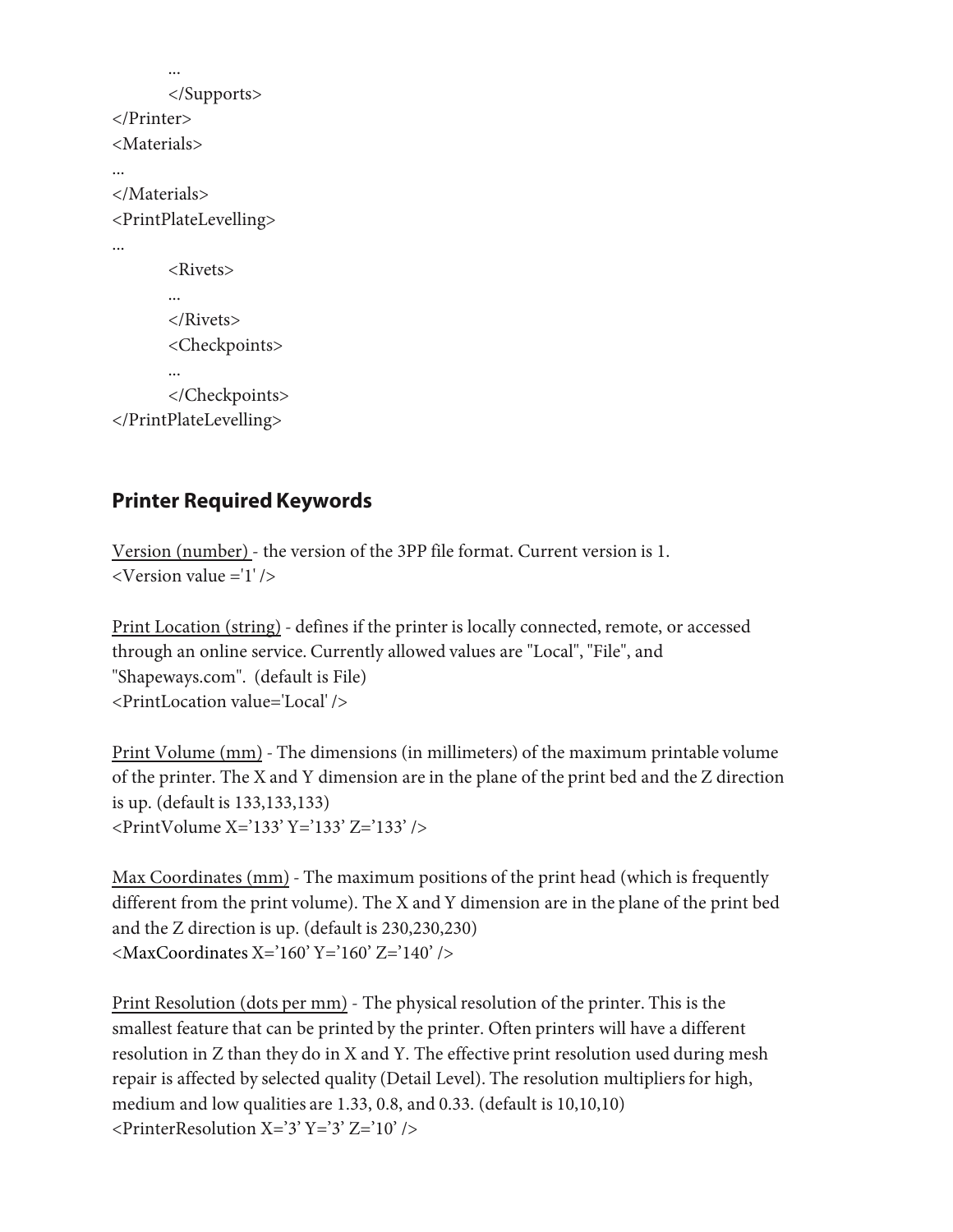```
        ...
        </Supports>
</Printer>
<Materials>
...
</Materials>
<PrintPlateLevelling>
...
        <Rivets>
        ...
        </Rivets>
        <Checkpoints>
        ...
        </Checkpoints>
</PrintPlateLevelling>
```

## Printer Required Keywords

Version (number) - the version of the 3PP file format. Current version is 1.
<Version value ='1' />

Print Location (string) - defines if the printer is locally connected, remote, or accessed through an online service. Currently allowed values are "Local", "File", and "Shapeways.com". (default is File)
<PrintLocation value='Local' />

Print Volume (mm) - The dimensions (in millimeters) of the maximum printable volume of the printer. The X and Y dimension are in the plane of the print bed and the Z direction is up. (default is 133,133,133)
<PrintVolume X='133' Y='133' Z='133' />

Max Coordinates (mm) - The maximum positions of the print head (which is frequently different from the print volume). The X and Y dimension are in the plane of the print bed and the Z direction is up. (default is 230,230,230)
<MaxCoordinates X='160' Y='160' Z='140' />

Print Resolution (dots per mm) - The physical resolution of the printer. This is the smallest feature that can be printed by the printer. Often printers will have a different resolution in Z than they do in X and Y. The effective print resolution used during mesh repair is affected by selected quality (Detail Level). The resolution multipliers for high, medium and low qualities are 1.33, 0.8, and 0.33. (default is 10,10,10)
<PrinterResolution X='3' Y='3' Z='10' />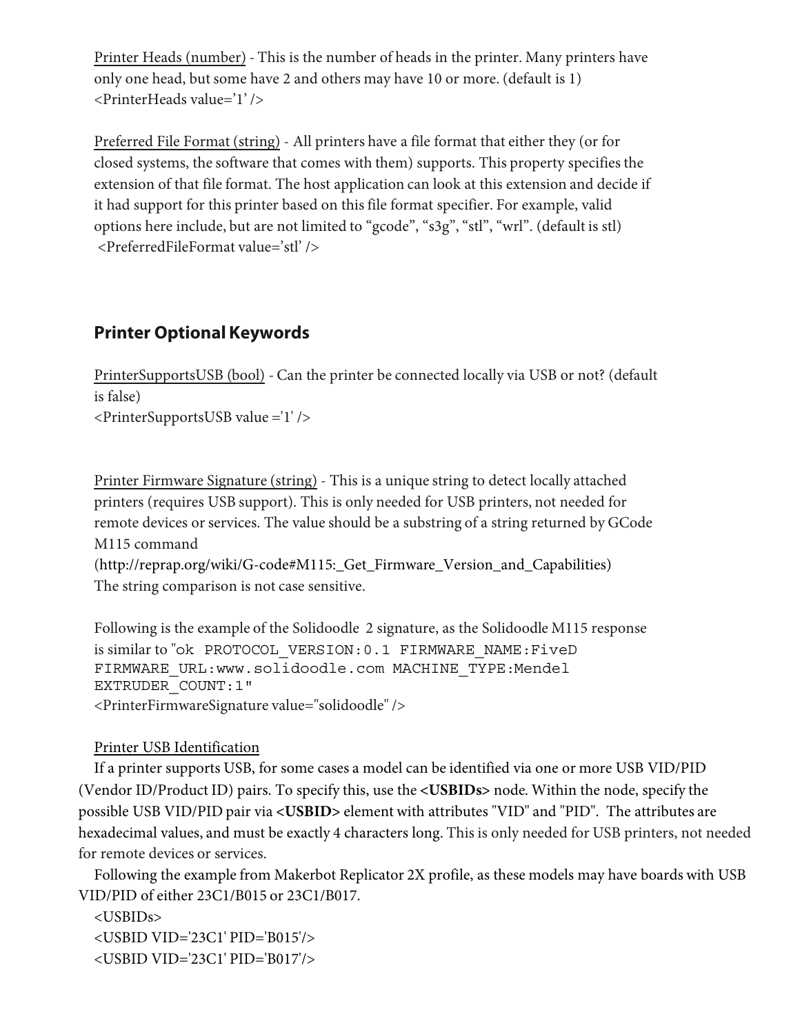Printer Heads (number) - This is the number of heads in the printer. Many printers have only one head, but some have 2 and others may have 10 or more. (default is 1)
<PrinterHeads value='1' />

Preferred File Format (string) - All printers have a file format that either they (or for closed systems, the software that comes with them) supports. This property specifies the extension of that file format. The host application can look at this extension and decide if it had support for this printer based on this file format specifier. For example, valid options here include, but are not limited to "gcode", "s3g", "stl", "wrl". (default is stl)
<PreferredFileFormat value='stl' />

## Printer Optional Keywords

PrinterSupportsUSB (bool) - Can the printer be connected locally via USB or not? (default is false)
<PrinterSupportsUSB value ='1' />

Printer Firmware Signature (string) - This is a unique string to detect locally attached printers (requires USB support). This is only needed for USB printers, not needed for remote devices or services. The value should be a substring of a string returned by GCode M115 command
(http://reprap.org/wiki/G-code#M115:_Get_Firmware_Version_and_Capabilities)
The string comparison is not case sensitive.

Following is the example of the Solidoodle 2 signature, as the Solidoodle M115 response is similar to "`ok PROTOCOL_VERSION:0.1 FIRMWARE_NAME:FiveD FIRMWARE_URL:www.solidoodle.com MACHINE_TYPE:Mendel EXTRUDER_COUNT:1`"
<PrinterFirmwareSignature value="solidoodle" />

Printer USB Identification

If a printer supports USB, for some cases a model can be identified via one or more USB VID/PID (Vendor ID/Product ID) pairs. To specify this, use the **<USBIDs>** node. Within the node, specify the possible USB VID/PID pair via **<USBID>** element with attributes "VID" and "PID". The attributes are hexadecimal values, and must be exactly 4 characters long. This is only needed for USB printers, not needed for remote devices or services.

Following the example from Makerbot Replicator 2X profile, as these models may have boards with USB VID/PID of either 23C1/B015 or 23C1/B017.

```
<USBIDs>
<USBID VID='23C1' PID='B015'/>
<USBID VID='23C1' PID='B017'/>
```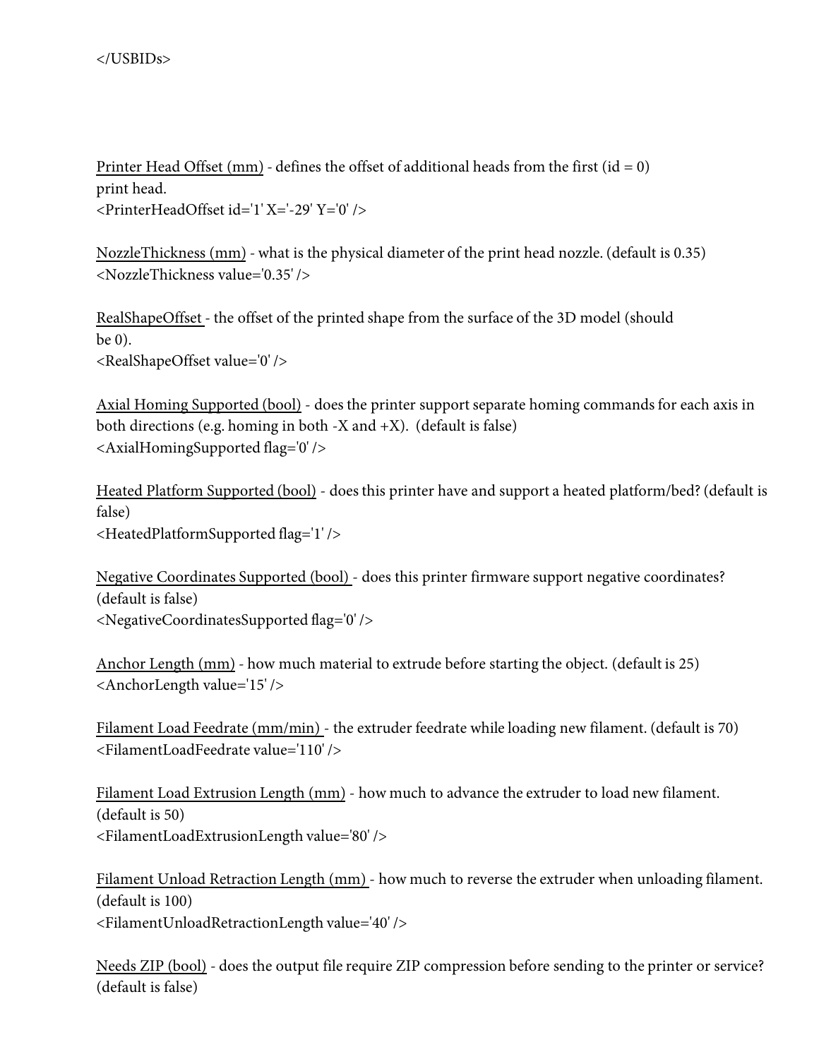</USBIDs>

Printer Head Offset (mm) - defines the offset of additional heads from the first (id = 0) print head.
<PrinterHeadOffset id='1' X='-29' Y='0' />

NozzleThickness (mm) - what is the physical diameter of the print head nozzle. (default is 0.35)
<NozzleThickness value='0.35' />

RealShapeOffset - the offset of the printed shape from the surface of the 3D model (should be 0).
<RealShapeOffset value='0' />

Axial Homing Supported (bool) - does the printer support separate homing commands for each axis in both directions (e.g. homing in both -X and +X). (default is false)
<AxialHomingSupported flag='0' />

Heated Platform Supported (bool) - does this printer have and support a heated platform/bed? (default is false)
<HeatedPlatformSupported flag='1' />

Negative Coordinates Supported (bool) - does this printer firmware support negative coordinates? (default is false)
<NegativeCoordinatesSupported flag='0' />

Anchor Length (mm) - how much material to extrude before starting the object. (default is 25)
<AnchorLength value='15' />

Filament Load Feedrate (mm/min) - the extruder feedrate while loading new filament. (default is 70)
<FilamentLoadFeedrate value='110' />

Filament Load Extrusion Length (mm) - how much to advance the extruder to load new filament. (default is 50)
<FilamentLoadExtrusionLength value='80' />

Filament Unload Retraction Length (mm) - how much to reverse the extruder when unloading filament. (default is 100)
<FilamentUnloadRetractionLength value='40' />

Needs ZIP (bool) - does the output file require ZIP compression before sending to the printer or service? (default is false)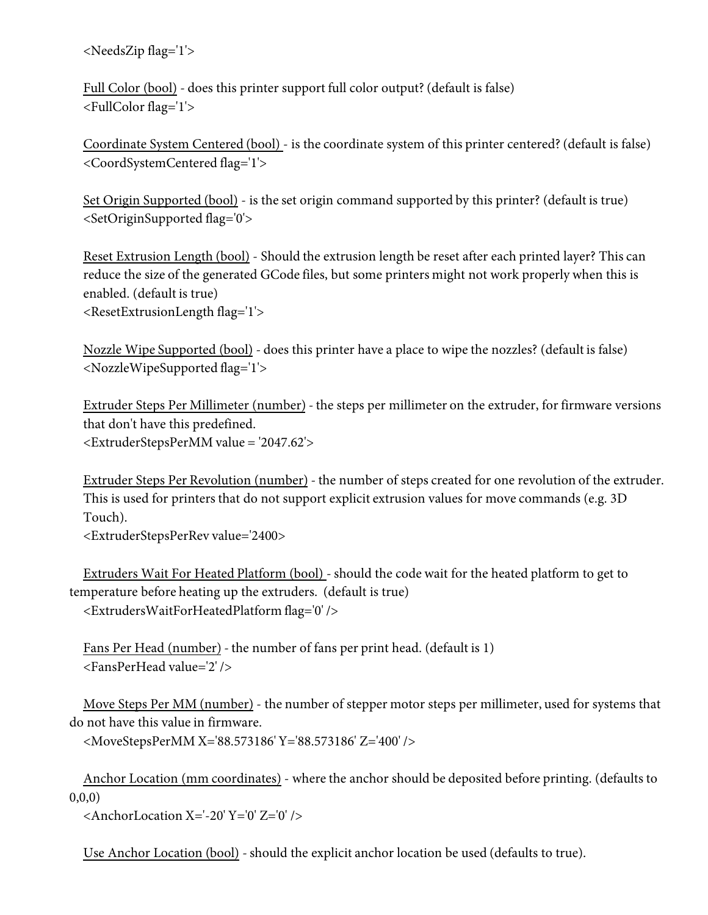<NeedsZip flag='1'>

Full Color (bool) - does this printer support full color output? (default is false)
<FullColor flag='1'>

Coordinate System Centered (bool) - is the coordinate system of this printer centered? (default is false)
<CoordSystemCentered flag='1'>

Set Origin Supported (bool) - is the set origin command supported by this printer? (default is true)
<SetOriginSupported flag='0'>

Reset Extrusion Length (bool) - Should the extrusion length be reset after each printed layer? This can reduce the size of the generated GCode files, but some printers might not work properly when this is enabled. (default is true)
<ResetExtrusionLength flag='1'>

Nozzle Wipe Supported (bool) - does this printer have a place to wipe the nozzles? (default is false)
<NozzleWipeSupported flag='1'>

Extruder Steps Per Millimeter (number) - the steps per millimeter on the extruder, for firmware versions that don't have this predefined.
<ExtruderStepsPerMM value = '2047.62'>

Extruder Steps Per Revolution (number) - the number of steps created for one revolution of the extruder. This is used for printers that do not support explicit extrusion values for move commands (e.g. 3D Touch).
<ExtruderStepsPerRev value='2400>

Extruders Wait For Heated Platform (bool) - should the code wait for the heated platform to get to temperature before heating up the extruders. (default is true)
<ExtrudersWaitForHeatedPlatform flag='0' />

Fans Per Head (number) - the number of fans per print head. (default is 1)
<FansPerHead value='2' />

Move Steps Per MM (number) - the number of stepper motor steps per millimeter, used for systems that do not have this value in firmware.
<MoveStepsPerMM X='88.573186' Y='88.573186' Z='400' />

Anchor Location (mm coordinates) - where the anchor should be deposited before printing. (defaults to 0,0,0)
<AnchorLocation X='-20' Y='0' Z='0' />

Use Anchor Location (bool) - should the explicit anchor location be used (defaults to true).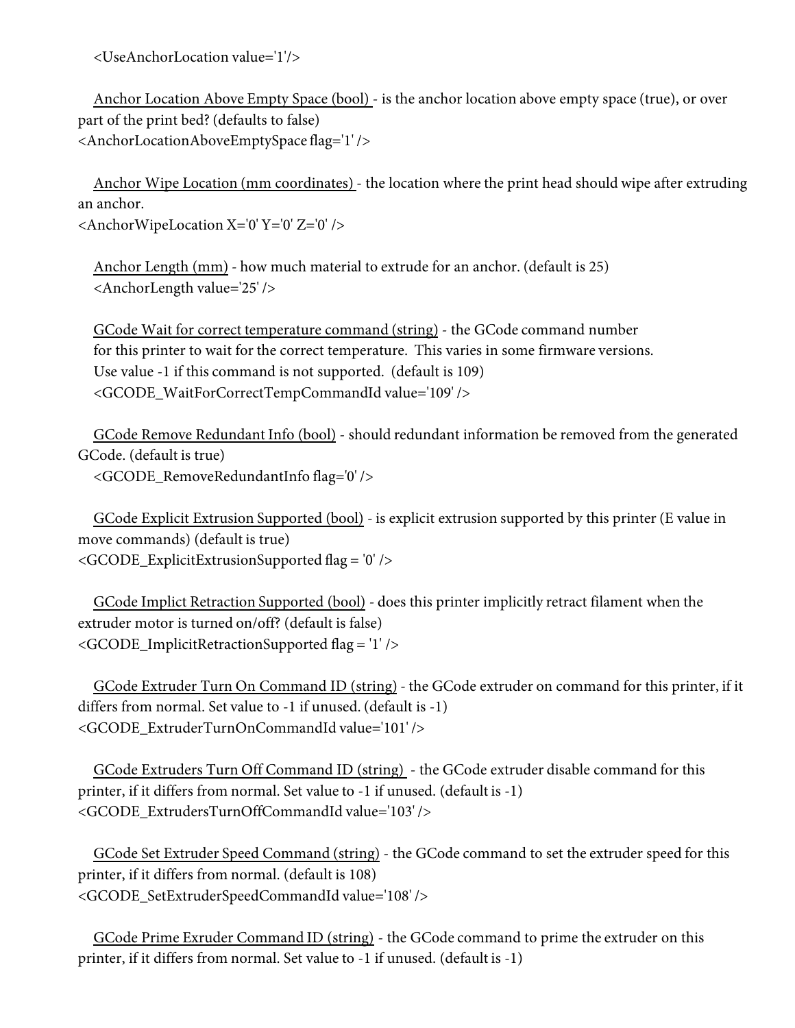<UseAnchorLocation value='1'/>

<u>Anchor Location Above Empty Space (bool)</u> - is the anchor location above empty space (true), or over part of the print bed? (defaults to false)
<AnchorLocationAboveEmptySpace flag='1' />

<u>Anchor Wipe Location (mm coordinates)</u> - the location where the print head should wipe after extruding an anchor.
<AnchorWipeLocation X='0' Y='0' Z='0' />

<u>Anchor Length (mm)</u> - how much material to extrude for an anchor. (default is 25)
<AnchorLength value='25' />

<u>GCode Wait for correct temperature command (string)</u> - the GCode command number for this printer to wait for the correct temperature. This varies in some firmware versions. Use value -1 if this command is not supported. (default is 109)
<GCODE_WaitForCorrectTempCommandId value='109' />

<u>GCode Remove Redundant Info (bool)</u> - should redundant information be removed from the generated GCode. (default is true)
<GCODE_RemoveRedundantInfo flag='0' />

<u>GCode Explicit Extrusion Supported (bool)</u> - is explicit extrusion supported by this printer (E value in move commands) (default is true)
<GCODE_ExplicitExtrusionSupported flag = '0' />

<u>GCode Implict Retraction Supported (bool)</u> - does this printer implicitly retract filament when the extruder motor is turned on/off? (default is false)
<GCODE_ImplicitRetractionSupported flag = '1' />

<u>GCode Extruder Turn On Command ID (string)</u> - the GCode extruder on command for this printer, if it differs from normal. Set value to -1 if unused. (default is -1)
<GCODE_ExtruderTurnOnCommandId value='101' />

<u>GCode Extruders Turn Off Command ID (string)</u> - the GCode extruder disable command for this printer, if it differs from normal. Set value to -1 if unused. (default is -1)
<GCODE_ExtrudersTurnOffCommandId value='103' />

<u>GCode Set Extruder Speed Command (string)</u> - the GCode command to set the extruder speed for this printer, if it differs from normal. (default is 108)
<GCODE_SetExtruderSpeedCommandId value='108' />

<u>GCode Prime Exruder Command ID (string)</u> - the GCode command to prime the extruder on this printer, if it differs from normal. Set value to -1 if unused. (default is -1)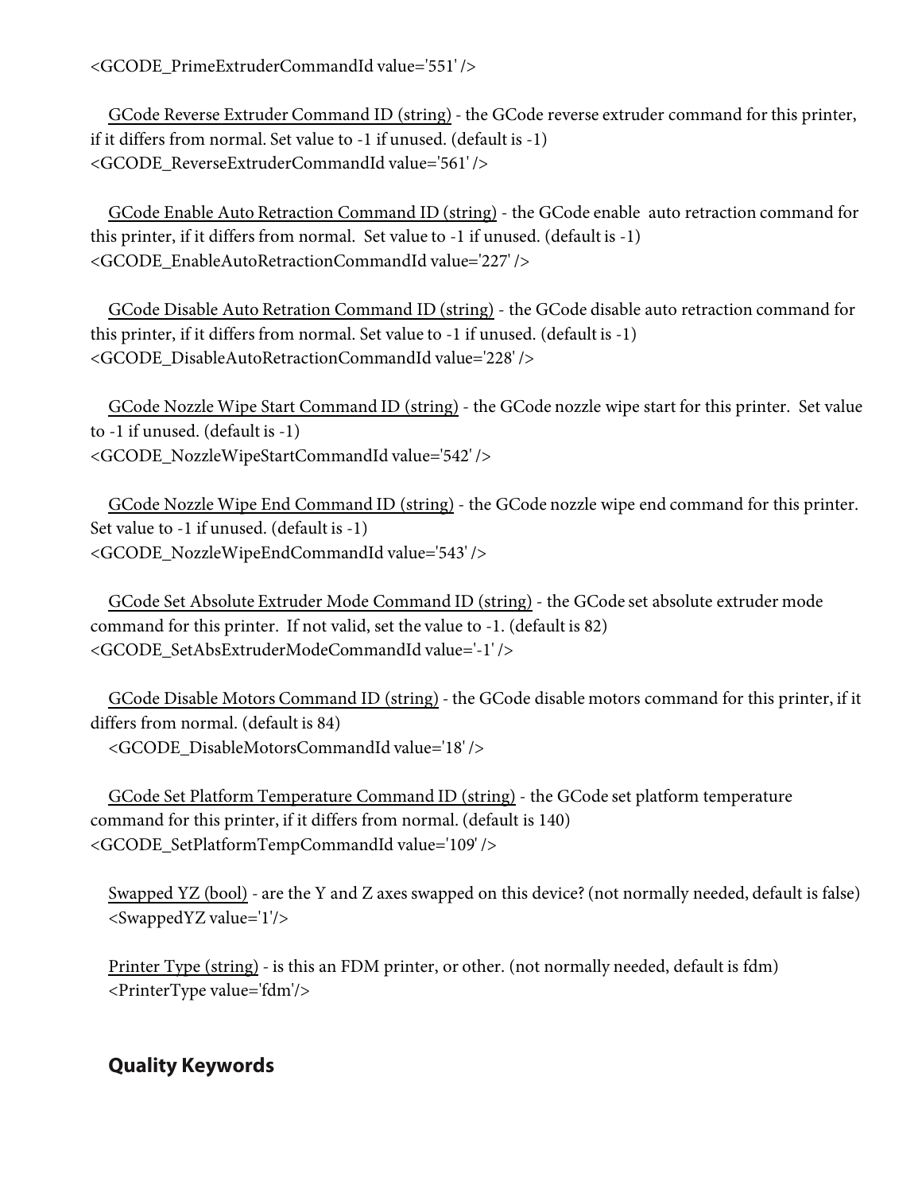<GCODE_PrimeExtruderCommandId value='551' />

<u>GCode Reverse Extruder Command ID (string)</u> - the GCode reverse extruder command for this printer, if it differs from normal. Set value to -1 if unused. (default is -1)
<GCODE_ReverseExtruderCommandId value='561' />

<u>GCode Enable Auto Retraction Command ID (string)</u> - the GCode enable auto retraction command for this printer, if it differs from normal. Set value to -1 if unused. (default is -1)
<GCODE_EnableAutoRetractionCommandId value='227' />

<u>GCode Disable Auto Retration Command ID (string)</u> - the GCode disable auto retraction command for this printer, if it differs from normal. Set value to -1 if unused. (default is -1)
<GCODE_DisableAutoRetractionCommandId value='228' />

<u>GCode Nozzle Wipe Start Command ID (string)</u> - the GCode nozzle wipe start for this printer. Set value to -1 if unused. (default is -1)
<GCODE_NozzleWipeStartCommandId value='542' />

<u>GCode Nozzle Wipe End Command ID (string)</u> - the GCode nozzle wipe end command for this printer. Set value to -1 if unused. (default is -1)
<GCODE_NozzleWipeEndCommandId value='543' />

<u>GCode Set Absolute Extruder Mode Command ID (string)</u> - the GCode set absolute extruder mode command for this printer. If not valid, set the value to -1. (default is 82)
<GCODE_SetAbsExtruderModeCommandId value='-1' />

<u>GCode Disable Motors Command ID (string)</u> - the GCode disable motors command for this printer, if it differs from normal. (default is 84)
<GCODE_DisableMotorsCommandId value='18' />

<u>GCode Set Platform Temperature Command ID (string)</u> - the GCode set platform temperature command for this printer, if it differs from normal. (default is 140)
<GCODE_SetPlatformTempCommandId value='109' />

<u>Swapped YZ (bool)</u> - are the Y and Z axes swapped on this device? (not normally needed, default is false)
<SwappedYZ value='1'/>

<u>Printer Type (string)</u> - is this an FDM printer, or other. (not normally needed, default is fdm)
<PrinterType value='fdm'/>

## Quality Keywords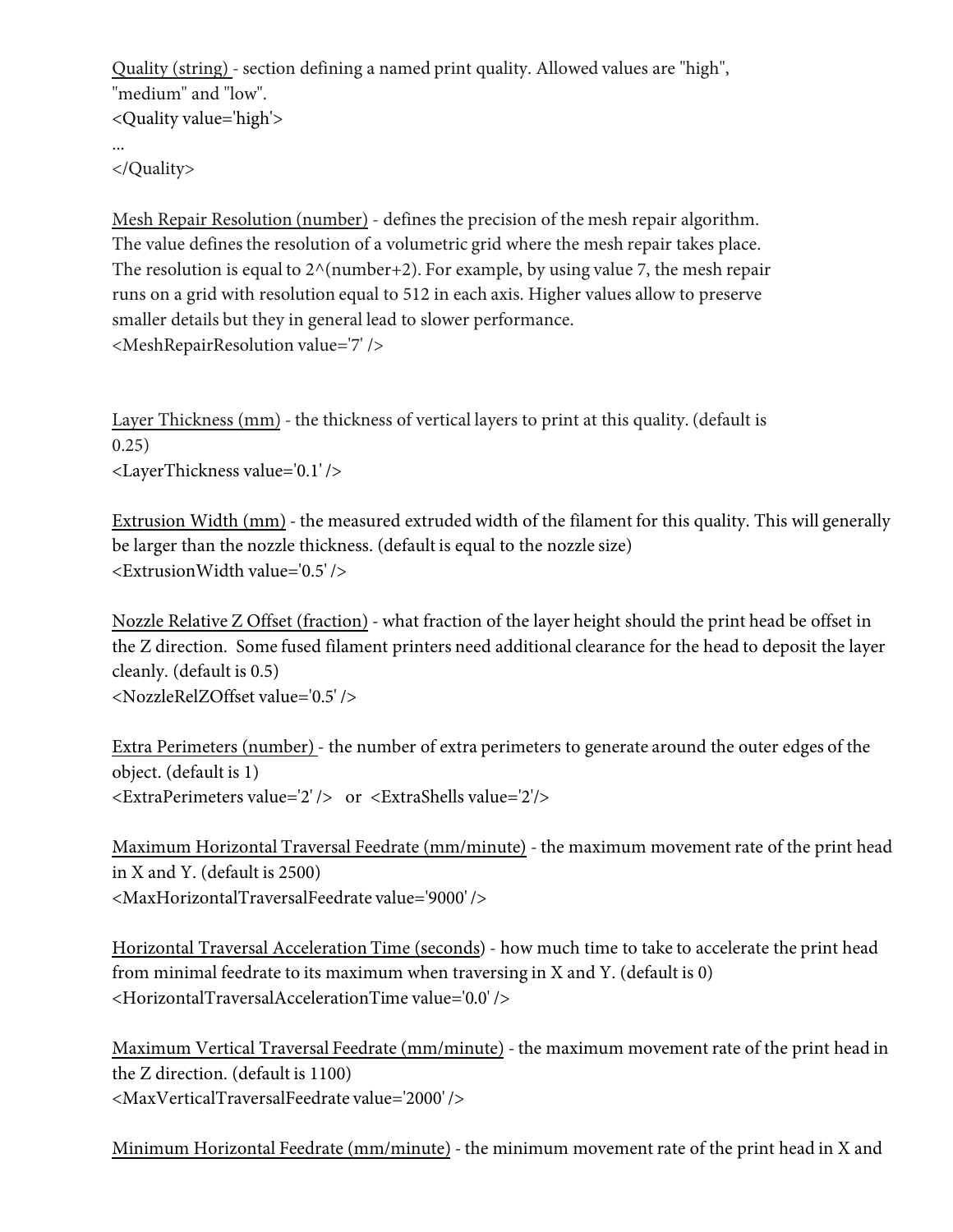Quality (string) - section defining a named print quality. Allowed values are "high", "medium" and "low".

```
<Quality value='high'>
...
</Quality>
```

Mesh Repair Resolution (number) - defines the precision of the mesh repair algorithm. The value defines the resolution of a volumetric grid where the mesh repair takes place. The resolution is equal to 2^(number+2). For example, by using value 7, the mesh repair runs on a grid with resolution equal to 512 in each axis. Higher values allow to preserve smaller details but they in general lead to slower performance.

```
<MeshRepairResolution value='7' />
```

Layer Thickness (mm) - the thickness of vertical layers to print at this quality. (default is 0.25)

```
<LayerThickness value='0.1' />
```

Extrusion Width (mm) - the measured extruded width of the filament for this quality. This will generally be larger than the nozzle thickness. (default is equal to the nozzle size)

```
<ExtrusionWidth value='0.5' />
```

Nozzle Relative Z Offset (fraction) - what fraction of the layer height should the print head be offset in the Z direction. Some fused filament printers need additional clearance for the head to deposit the layer cleanly. (default is 0.5)

```
<NozzleRelZOffset value='0.5' />
```

Extra Perimeters (number) - the number of extra perimeters to generate around the outer edges of the object. (default is 1)

```
<ExtraPerimeters value='2' />   or  <ExtraShells value='2'/>
```

Maximum Horizontal Traversal Feedrate (mm/minute) - the maximum movement rate of the print head in X and Y. (default is 2500)

```
<MaxHorizontalTraversalFeedrate value='9000' />
```

Horizontal Traversal Acceleration Time (seconds) - how much time to take to accelerate the print head from minimal feedrate to its maximum when traversing in X and Y. (default is 0)

```
<HorizontalTraversalAccelerationTime value='0.0' />
```

Maximum Vertical Traversal Feedrate (mm/minute) - the maximum movement rate of the print head in the Z direction. (default is 1100)

```
<MaxVerticalTraversalFeedrate value='2000' />
```

Minimum Horizontal Feedrate (mm/minute) - the minimum movement rate of the print head in X and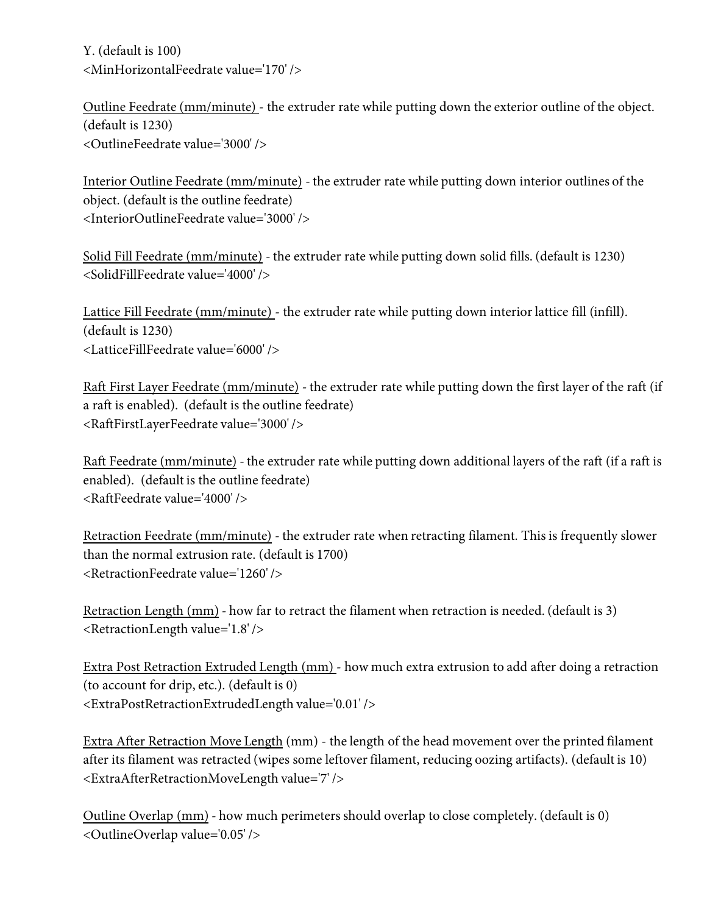Y. (default is 100)
<MinHorizontalFeedrate value='170' />

<u>Outline Feedrate (mm/minute)</u> - the extruder rate while putting down the exterior outline of the object. (default is 1230)
<OutlineFeedrate value='3000' />

<u>Interior Outline Feedrate (mm/minute)</u> - the extruder rate while putting down interior outlines of the object. (default is the outline feedrate)
<InteriorOutlineFeedrate value='3000' />

<u>Solid Fill Feedrate (mm/minute)</u> - the extruder rate while putting down solid fills. (default is 1230)
<SolidFillFeedrate value='4000' />

<u>Lattice Fill Feedrate (mm/minute)</u> - the extruder rate while putting down interior lattice fill (infill). (default is 1230)
<LatticeFillFeedrate value='6000' />

<u>Raft First Layer Feedrate (mm/minute)</u> - the extruder rate while putting down the first layer of the raft (if a raft is enabled). (default is the outline feedrate)
<RaftFirstLayerFeedrate value='3000' />

<u>Raft Feedrate (mm/minute)</u> - the extruder rate while putting down additional layers of the raft (if a raft is enabled). (default is the outline feedrate)
<RaftFeedrate value='4000' />

<u>Retraction Feedrate (mm/minute)</u> - the extruder rate when retracting filament. This is frequently slower than the normal extrusion rate. (default is 1700)
<RetractionFeedrate value='1260' />

<u>Retraction Length (mm)</u> - how far to retract the filament when retraction is needed. (default is 3)
<RetractionLength value='1.8' />

<u>Extra Post Retraction Extruded Length (mm)</u> - how much extra extrusion to add after doing a retraction (to account for drip, etc.). (default is 0)
<ExtraPostRetractionExtrudedLength value='0.01' />

<u>Extra After Retraction Move Length</u> (mm) - the length of the head movement over the printed filament after its filament was retracted (wipes some leftover filament, reducing oozing artifacts). (default is 10)
<ExtraAfterRetractionMoveLength value='7' />

<u>Outline Overlap (mm)</u> - how much perimeters should overlap to close completely. (default is 0)
<OutlineOverlap value='0.05' />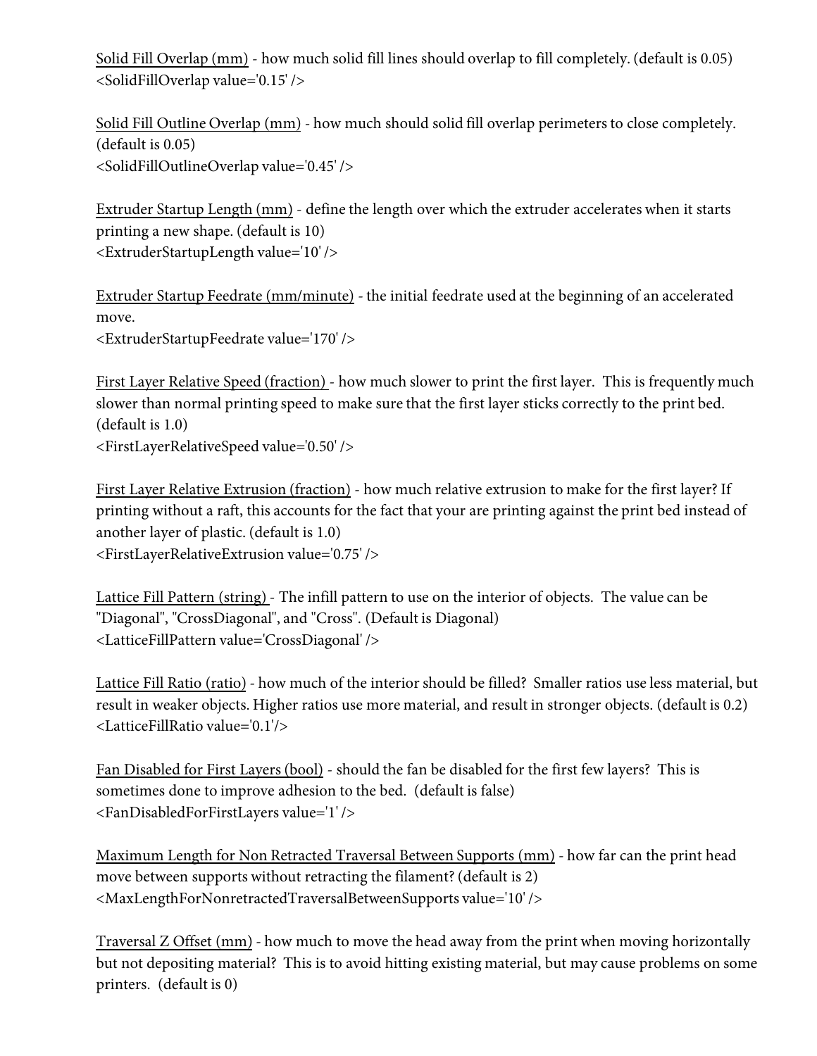Solid Fill Overlap (mm) - how much solid fill lines should overlap to fill completely. (default is 0.05)
<SolidFillOverlap value='0.15' />

Solid Fill Outline Overlap (mm) - how much should solid fill overlap perimeters to close completely. (default is 0.05)
<SolidFillOutlineOverlap value='0.45' />

Extruder Startup Length (mm) - define the length over which the extruder accelerates when it starts printing a new shape. (default is 10)
<ExtruderStartupLength value='10' />

Extruder Startup Feedrate (mm/minute) - the initial feedrate used at the beginning of an accelerated move.
<ExtruderStartupFeedrate value='170' />

First Layer Relative Speed (fraction) - how much slower to print the first layer. This is frequently much slower than normal printing speed to make sure that the first layer sticks correctly to the print bed. (default is 1.0)
<FirstLayerRelativeSpeed value='0.50' />

First Layer Relative Extrusion (fraction) - how much relative extrusion to make for the first layer? If printing without a raft, this accounts for the fact that your are printing against the print bed instead of another layer of plastic. (default is 1.0)
<FirstLayerRelativeExtrusion value='0.75' />

Lattice Fill Pattern (string) - The infill pattern to use on the interior of objects. The value can be "Diagonal", "CrossDiagonal", and "Cross". (Default is Diagonal)
<LatticeFillPattern value='CrossDiagonal' />

Lattice Fill Ratio (ratio) - how much of the interior should be filled? Smaller ratios use less material, but result in weaker objects. Higher ratios use more material, and result in stronger objects. (default is 0.2)
<LatticeFillRatio value='0.1'/>

Fan Disabled for First Layers (bool) - should the fan be disabled for the first few layers? This is sometimes done to improve adhesion to the bed. (default is false)
<FanDisabledForFirstLayers value='1' />

Maximum Length for Non Retracted Traversal Between Supports (mm) - how far can the print head move between supports without retracting the filament? (default is 2)
<MaxLengthForNonretractedTraversalBetweenSupports value='10' />

Traversal Z Offset (mm) - how much to move the head away from the print when moving horizontally but not depositing material? This is to avoid hitting existing material, but may cause problems on some printers. (default is 0)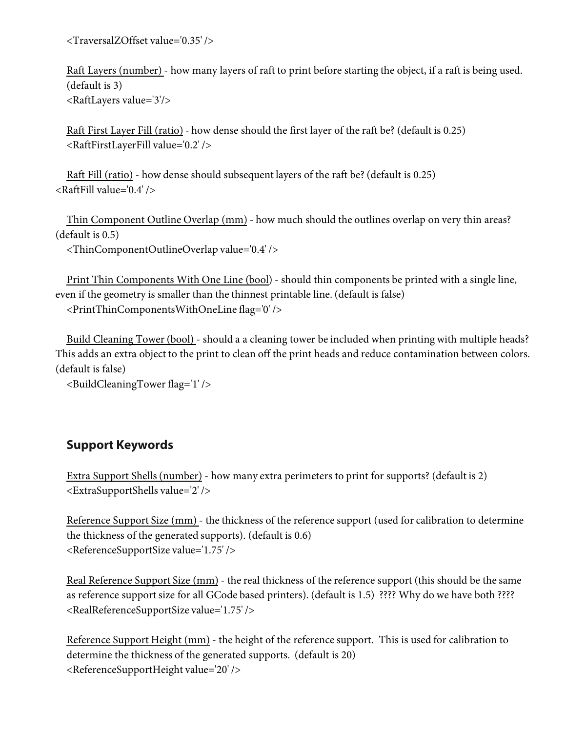<TraversalZOffset value='0.35' />

<u>Raft Layers (number)</u> - how many layers of raft to print before starting the object, if a raft is being used. (default is 3)
<RaftLayers value='3'/>

<u>Raft First Layer Fill (ratio)</u> - how dense should the first layer of the raft be? (default is 0.25)
<RaftFirstLayerFill value='0.2' />

<u>Raft Fill (ratio)</u> - how dense should subsequent layers of the raft be? (default is 0.25)
<RaftFill value='0.4' />

<u>Thin Component Outline Overlap (mm)</u> - how much should the outlines overlap on very thin areas? (default is 0.5)
<ThinComponentOutlineOverlap value='0.4' />

<u>Print Thin Components With One Line (bool)</u> - should thin components be printed with a single line, even if the geometry is smaller than the thinnest printable line. (default is false)
<PrintThinComponentsWithOneLine flag='0' />

<u>Build Cleaning Tower (bool)</u> - should a a cleaning tower be included when printing with multiple heads? This adds an extra object to the print to clean off the print heads and reduce contamination between colors. (default is false)
<BuildCleaningTower flag='1' />

## Support Keywords

<u>Extra Support Shells (number)</u> - how many extra perimeters to print for supports? (default is 2)
<ExtraSupportShells value='2' />

<u>Reference Support Size (mm)</u> - the thickness of the reference support (used for calibration to determine the thickness of the generated supports). (default is 0.6)
<ReferenceSupportSize value='1.75' />

<u>Real Reference Support Size (mm)</u> - the real thickness of the reference support (this should be the same as reference support size for all GCode based printers). (default is 1.5) ???? Why do we have both ????
<RealReferenceSupportSize value='1.75' />

<u>Reference Support Height (mm)</u> - the height of the reference support. This is used for calibration to determine the thickness of the generated supports. (default is 20)
<ReferenceSupportHeight value='20' />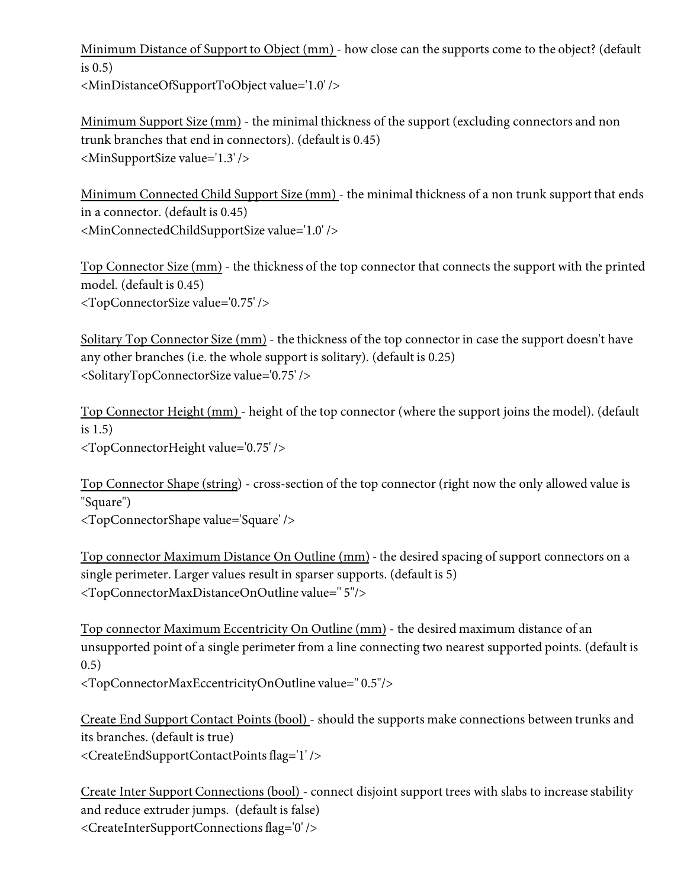<u>Minimum Distance of Support to Object (mm)</u> - how close can the supports come to the object? (default is 0.5)
<MinDistanceOfSupportToObject value='1.0' />

<u>Minimum Support Size (mm)</u> - the minimal thickness of the support (excluding connectors and non trunk branches that end in connectors). (default is 0.45)
<MinSupportSize value='1.3' />

<u>Minimum Connected Child Support Size (mm)</u> - the minimal thickness of a non trunk support that ends in a connector. (default is 0.45)
<MinConnectedChildSupportSize value='1.0' />

<u>Top Connector Size (mm)</u> - the thickness of the top connector that connects the support with the printed model. (default is 0.45)
<TopConnectorSize value='0.75' />

<u>Solitary Top Connector Size (mm)</u> - the thickness of the top connector in case the support doesn't have any other branches (i.e. the whole support is solitary). (default is 0.25)
<SolitaryTopConnectorSize value='0.75' />

<u>Top Connector Height (mm)</u> - height of the top connector (where the support joins the model). (default is 1.5)
<TopConnectorHeight value='0.75' />

<u>Top Connector Shape (string)</u> - cross-section of the top connector (right now the only allowed value is "Square")
<TopConnectorShape value='Square' />

<u>Top connector Maximum Distance On Outline (mm)</u> - the desired spacing of support connectors on a single perimeter. Larger values result in sparser supports. (default is 5)
<TopConnectorMaxDistanceOnOutline value=" 5"/>

<u>Top connector Maximum Eccentricity On Outline (mm)</u> - the desired maximum distance of an unsupported point of a single perimeter from a line connecting two nearest supported points. (default is 0.5)
<TopConnectorMaxEccentricityOnOutline value=" 0.5"/>

<u>Create End Support Contact Points (bool)</u> - should the supports make connections between trunks and its branches. (default is true)
<CreateEndSupportContactPoints flag='1' />

<u>Create Inter Support Connections (bool)</u> - connect disjoint support trees with slabs to increase stability and reduce extruder jumps. (default is false)
<CreateInterSupportConnections flag='0' />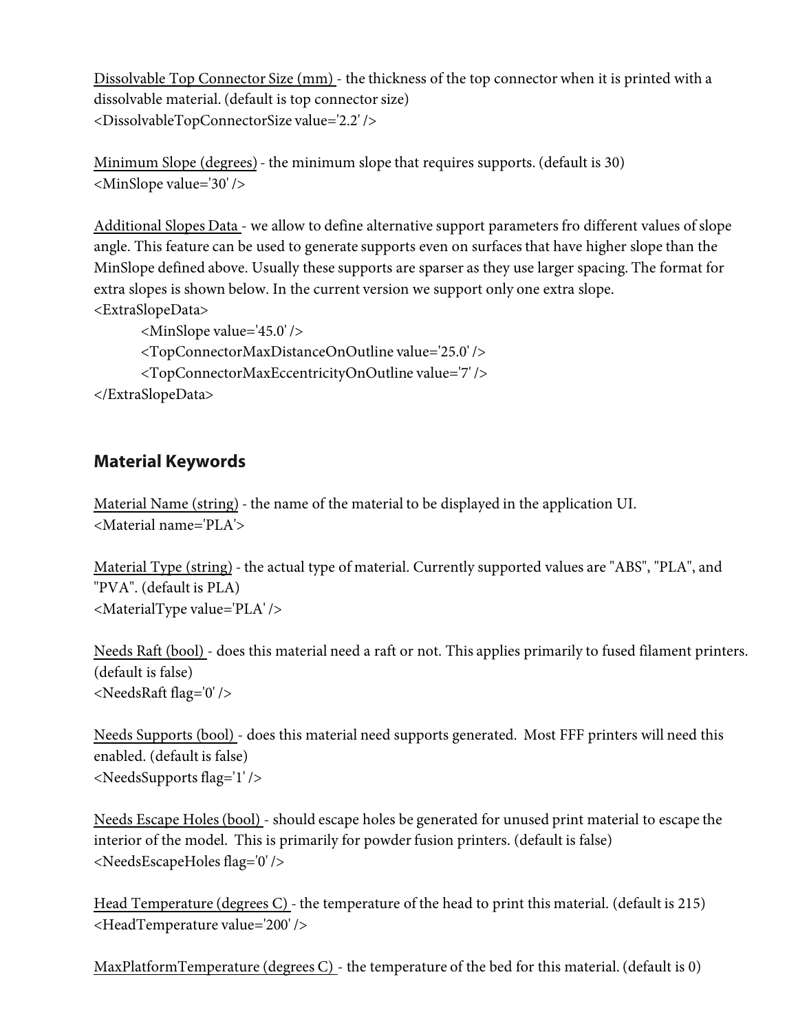Dissolvable Top Connector Size (mm) - the thickness of the top connector when it is printed with a dissolvable material. (default is top connector size)
<DissolvableTopConnectorSize value='2.2' />

Minimum Slope (degrees) - the minimum slope that requires supports. (default is 30)
<MinSlope value='30' />

Additional Slopes Data - we allow to define alternative support parameters fro different values of slope angle. This feature can be used to generate supports even on surfaces that have higher slope than the MinSlope defined above. Usually these supports are sparser as they use larger spacing. The format for extra slopes is shown below. In the current version we support only one extra slope.

```
<ExtraSlopeData>
    <MinSlope value='45.0' />
    <TopConnectorMaxDistanceOnOutline value='25.0' />
    <TopConnectorMaxEccentricityOnOutline value='7' />
</ExtraSlopeData>
```

## Material Keywords

Material Name (string) - the name of the material to be displayed in the application UI.
<Material name='PLA'>

Material Type (string) - the actual type of material. Currently supported values are "ABS", "PLA", and "PVA". (default is PLA)
<MaterialType value='PLA' />

Needs Raft (bool) - does this material need a raft or not. This applies primarily to fused filament printers. (default is false)
<NeedsRaft flag='0' />

Needs Supports (bool) - does this material need supports generated. Most FFF printers will need this enabled. (default is false)
<NeedsSupports flag='1' />

Needs Escape Holes (bool) - should escape holes be generated for unused print material to escape the interior of the model. This is primarily for powder fusion printers. (default is false)
<NeedsEscapeHoles flag='0' />

Head Temperature (degrees C) - the temperature of the head to print this material. (default is 215)
<HeadTemperature value='200' />

MaxPlatformTemperature (degrees C) - the temperature of the bed for this material. (default is 0)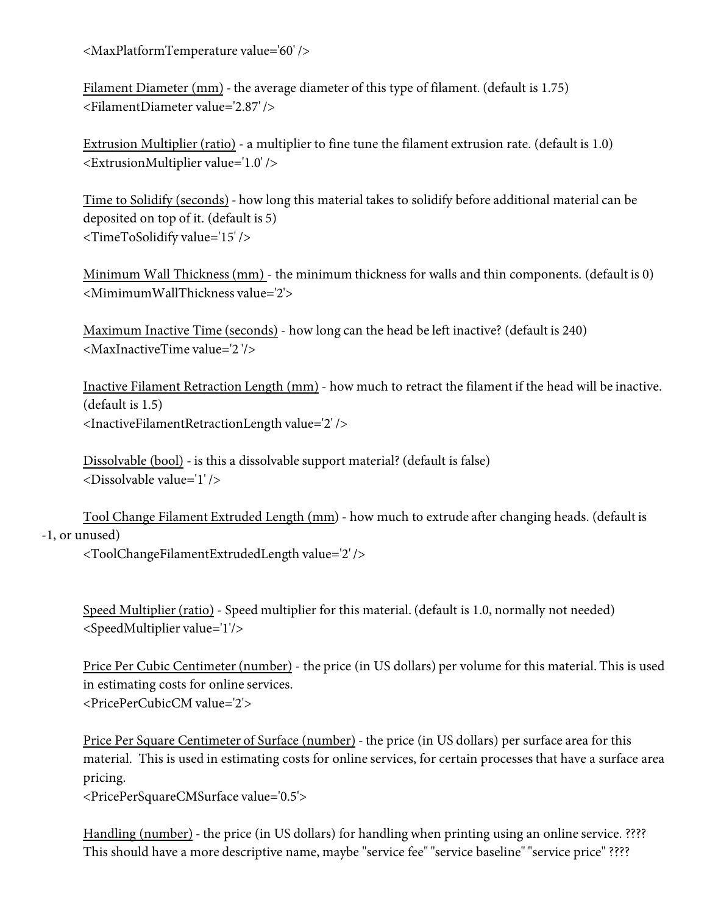<MaxPlatformTemperature value='60' />

<u>Filament Diameter (mm)</u> - the average diameter of this type of filament. (default is 1.75)
<FilamentDiameter value='2.87' />

<u>Extrusion Multiplier (ratio)</u> - a multiplier to fine tune the filament extrusion rate. (default is 1.0)
<ExtrusionMultiplier value='1.0' />

<u>Time to Solidify (seconds)</u> - how long this material takes to solidify before additional material can be deposited on top of it. (default is 5)
<TimeToSolidify value='15' />

<u>Minimum Wall Thickness (mm)</u> - the minimum thickness for walls and thin components. (default is 0)
<MimimumWallThickness value='2'>

<u>Maximum Inactive Time (seconds)</u> - how long can the head be left inactive? (default is 240)
<MaxInactiveTime value='2 '/>

<u>Inactive Filament Retraction Length (mm)</u> - how much to retract the filament if the head will be inactive. (default is 1.5)
<InactiveFilamentRetractionLength value='2' />

<u>Dissolvable (bool)</u> - is this a dissolvable support material? (default is false)
<Dissolvable value='1' />

<u>Tool Change Filament Extruded Length (mm)</u> - how much to extrude after changing heads. (default is -1, or unused)
<ToolChangeFilamentExtrudedLength value='2' />

<u>Speed Multiplier (ratio)</u> - Speed multiplier for this material. (default is 1.0, normally not needed)
<SpeedMultiplier value='1'/>

<u>Price Per Cubic Centimeter (number)</u> - the price (in US dollars) per volume for this material. This is used in estimating costs for online services.
<PricePerCubicCM value='2'>

<u>Price Per Square Centimeter of Surface (number)</u> - the price (in US dollars) per surface area for this material. This is used in estimating costs for online services, for certain processes that have a surface area pricing.
<PricePerSquareCMSurface value='0.5'>

<u>Handling (number)</u> - the price (in US dollars) for handling when printing using an online service. ???? This should have a more descriptive name, maybe "service fee" "service baseline" "service price" ????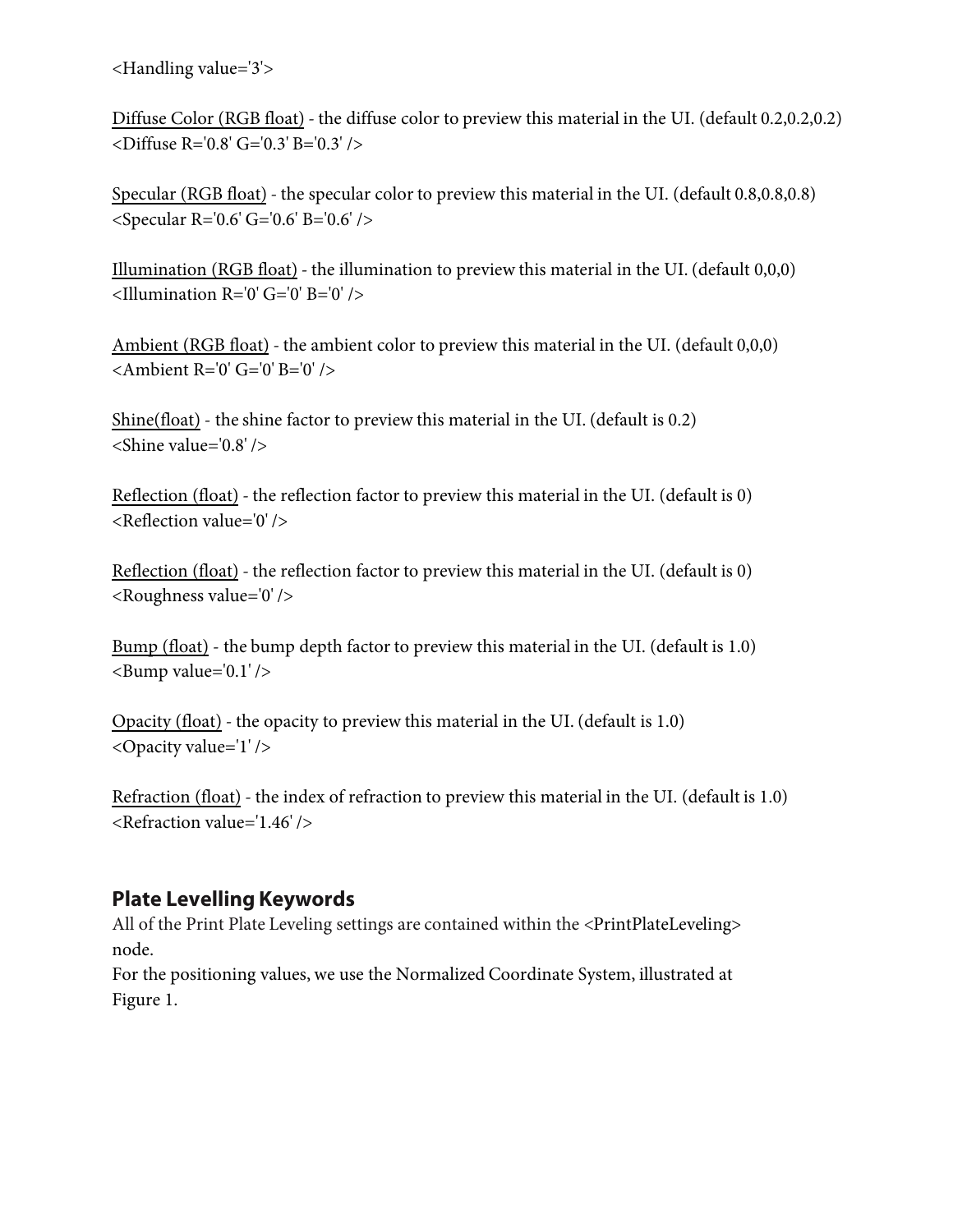<Handling value='3'>

<u>Diffuse Color (RGB float)</u> - the diffuse color to preview this material in the UI. (default 0.2,0.2,0.2)
<Diffuse R='0.8' G='0.3' B='0.3' />

<u>Specular (RGB float)</u> - the specular color to preview this material in the UI. (default 0.8,0.8,0.8)
<Specular R='0.6' G='0.6' B='0.6' />

<u>Illumination (RGB float)</u> - the illumination to preview this material in the UI. (default 0,0,0)
<Illumination R='0' G='0' B='0' />

<u>Ambient (RGB float)</u> - the ambient color to preview this material in the UI. (default 0,0,0)
<Ambient R='0' G='0' B='0' />

<u>Shine(float)</u> - the shine factor to preview this material in the UI. (default is 0.2)
<Shine value='0.8' />

<u>Reflection (float)</u> - the reflection factor to preview this material in the UI. (default is 0)
<Reflection value='0' />

<u>Reflection (float)</u> - the reflection factor to preview this material in the UI. (default is 0)
<Roughness value='0' />

<u>Bump (float)</u> - the bump depth factor to preview this material in the UI. (default is 1.0)
<Bump value='0.1' />

<u>Opacity (float)</u> - the opacity to preview this material in the UI. (default is 1.0)
<Opacity value='1' />

<u>Refraction (float)</u> - the index of refraction to preview this material in the UI. (default is 1.0)
<Refraction value='1.46' />

## Plate Levelling Keywords

All of the Print Plate Leveling settings are contained within the <PrintPlateLeveling> node.
For the positioning values, we use the Normalized Coordinate System, illustrated at Figure 1.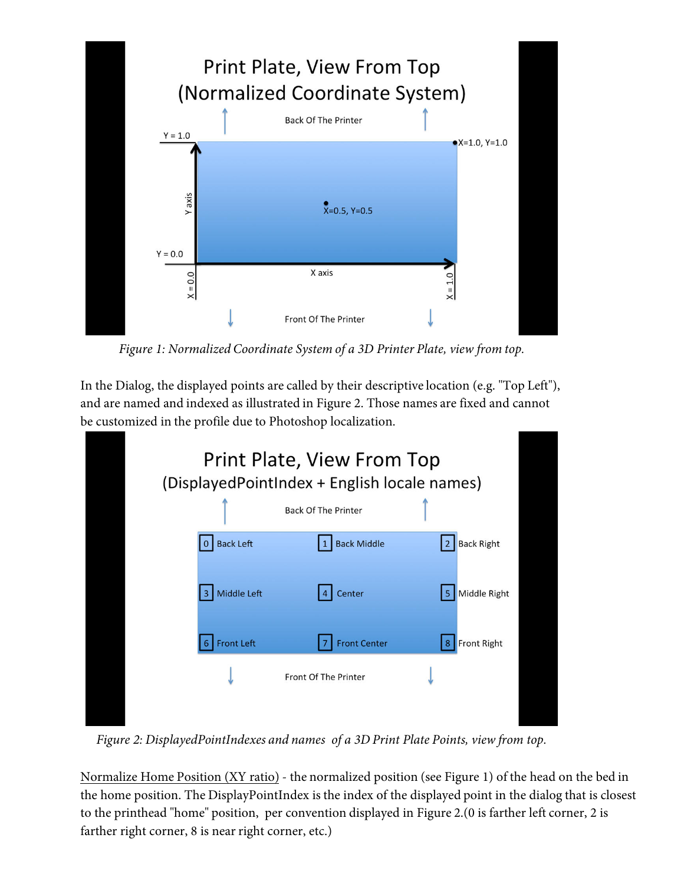*Figure 1: Normalized Coordinate System of a 3D Printer Plate, view from top.*

In the Dialog, the displayed points are called by their descriptive location (e.g. "Top Left"), and are named and indexed as illustrated in Figure 2. Those names are fixed and cannot be customized in the profile due to Photoshop localization.

*Figure 2: DisplayedPointIndexes and names of a 3D Print Plate Points, view from top.*

Normalize Home Position (XY ratio) - the normalized position (see Figure 1) of the head on the bed in the home position. The DisplayPointIndex is the index of the displayed point in the dialog that is closest to the printhead "home" position, per convention displayed in Figure 2.(0 is farther left corner, 2 is farther right corner, 8 is near right corner, etc.)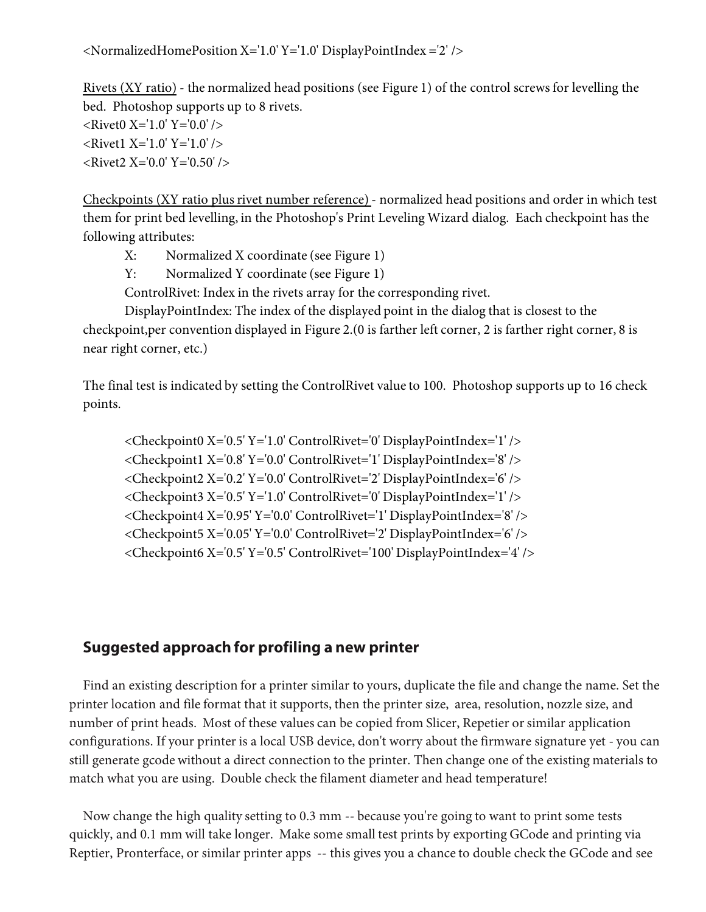<NormalizedHomePosition X='1.0' Y='1.0' DisplayPointIndex ='2' />

<u>Rivets (XY ratio)</u> - the normalized head positions (see Figure 1) of the control screws for levelling the bed. Photoshop supports up to 8 rivets.

<Rivet0 X='1.0' Y='0.0' />
<Rivet1 X='1.0' Y='1.0' />
<Rivet2 X='0.0' Y='0.50' />

<u>Checkpoints (XY ratio plus rivet number reference)</u> - normalized head positions and order in which test them for print bed levelling, in the Photoshop's Print Leveling Wizard dialog. Each checkpoint has the following attributes:

X: Normalized X coordinate (see Figure 1)
Y: Normalized Y coordinate (see Figure 1)
ControlRivet: Index in the rivets array for the corresponding rivet.
DisplayPointIndex: The index of the displayed point in the dialog that is closest to the checkpoint,per convention displayed in Figure 2.(0 is farther left corner, 2 is farther right corner, 8 is near right corner, etc.)

The final test is indicated by setting the ControlRivet value to 100. Photoshop supports up to 16 check points.

```
<Checkpoint0 X='0.5' Y='1.0' ControlRivet='0' DisplayPointIndex='1' />
<Checkpoint1 X='0.8' Y='0.0' ControlRivet='1' DisplayPointIndex='8' />
<Checkpoint2 X='0.2' Y='0.0' ControlRivet='2' DisplayPointIndex='6' />
<Checkpoint3 X='0.5' Y='1.0' ControlRivet='0' DisplayPointIndex='1' />
<Checkpoint4 X='0.95' Y='0.0' ControlRivet='1' DisplayPointIndex='8' />
<Checkpoint5 X='0.05' Y='0.0' ControlRivet='2' DisplayPointIndex='6' />
<Checkpoint6 X='0.5' Y='0.5' ControlRivet='100' DisplayPointIndex='4' />
```

## Suggested approach for profiling a new printer

Find an existing description for a printer similar to yours, duplicate the file and change the name. Set the printer location and file format that it supports, then the printer size, area, resolution, nozzle size, and number of print heads. Most of these values can be copied from Slicer, Repetier or similar application configurations. If your printer is a local USB device, don't worry about the firmware signature yet - you can still generate gcode without a direct connection to the printer. Then change one of the existing materials to match what you are using. Double check the filament diameter and head temperature!

Now change the high quality setting to 0.3 mm -- because you're going to want to print some tests quickly, and 0.1 mm will take longer. Make some small test prints by exporting GCode and printing via Reptier, Pronterface, or similar printer apps -- this gives you a chance to double check the GCode and see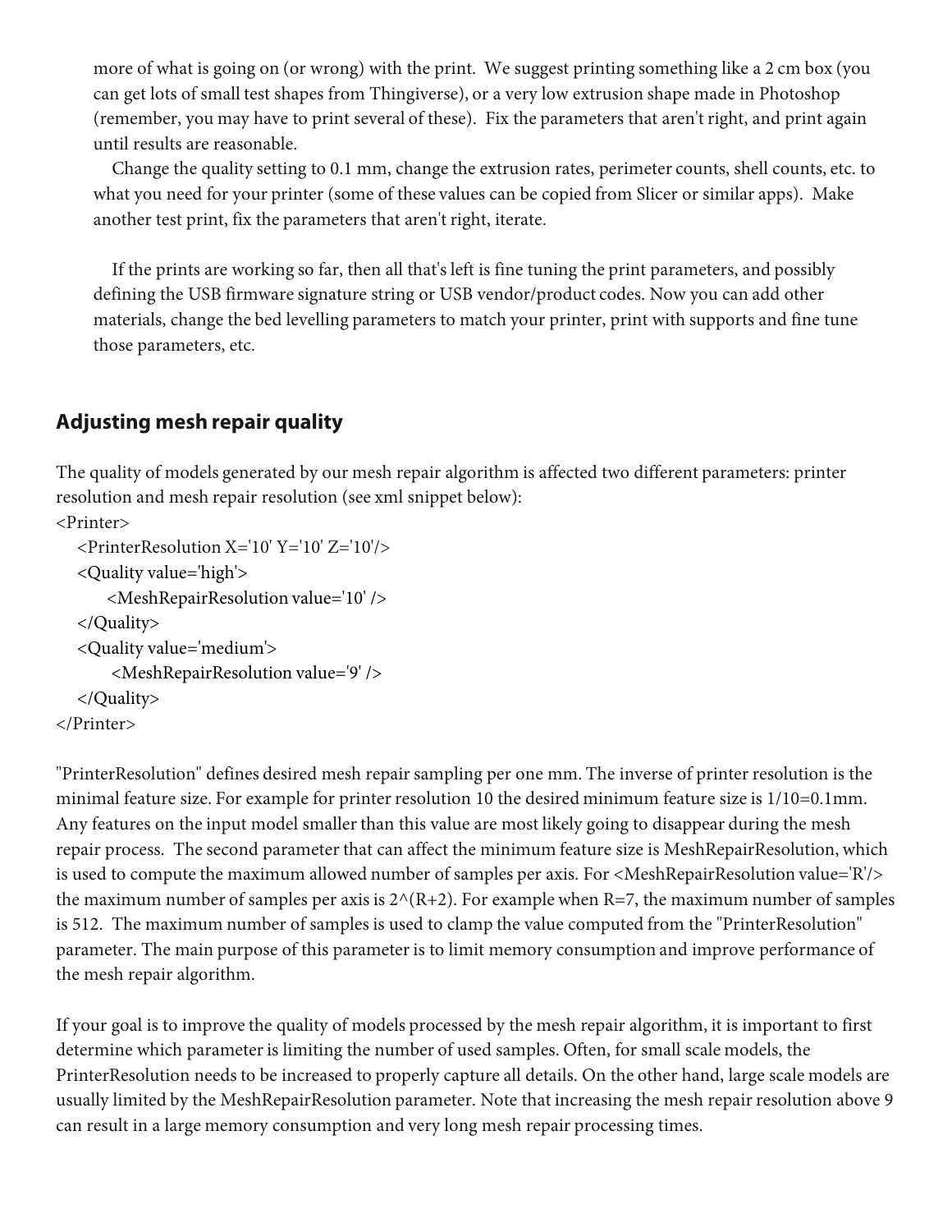more of what is going on (or wrong) with the print. We suggest printing something like a 2 cm box (you can get lots of small test shapes from Thingiverse), or a very low extrusion shape made in Photoshop (remember, you may have to print several of these). Fix the parameters that aren't right, and print again until results are reasonable.

Change the quality setting to 0.1 mm, change the extrusion rates, perimeter counts, shell counts, etc. to what you need for your printer (some of these values can be copied from Slicer or similar apps). Make another test print, fix the parameters that aren't right, iterate.

If the prints are working so far, then all that's left is fine tuning the print parameters, and possibly defining the USB firmware signature string or USB vendor/product codes. Now you can add other materials, change the bed levelling parameters to match your printer, print with supports and fine tune those parameters, etc.

## Adjusting mesh repair quality

The quality of models generated by our mesh repair algorithm is affected two different parameters: printer resolution and mesh repair resolution (see xml snippet below):

```
<Printer>
   <PrinterResolution X='10' Y='10' Z='10'/>
   <Quality value='high'>
        <MeshRepairResolution value='10' />
   </Quality>
   <Quality value='medium'>
        <MeshRepairResolution value='9' />
   </Quality>
</Printer>
```

"PrinterResolution" defines desired mesh repair sampling per one mm. The inverse of printer resolution is the minimal feature size. For example for printer resolution 10 the desired minimum feature size is 1/10=0.1mm. Any features on the input model smaller than this value are most likely going to disappear during the mesh repair process. The second parameter that can affect the minimum feature size is MeshRepairResolution, which is used to compute the maximum allowed number of samples per axis. For <MeshRepairResolution value='R'/> the maximum number of samples per axis is 2^(R+2). For example when R=7, the maximum number of samples is 512. The maximum number of samples is used to clamp the value computed from the "PrinterResolution" parameter. The main purpose of this parameter is to limit memory consumption and improve performance of the mesh repair algorithm.

If your goal is to improve the quality of models processed by the mesh repair algorithm, it is important to first determine which parameter is limiting the number of used samples. Often, for small scale models, the PrinterResolution needs to be increased to properly capture all details. On the other hand, large scale models are usually limited by the MeshRepairResolution parameter. Note that increasing the mesh repair resolution above 9 can result in a large memory consumption and very long mesh repair processing times.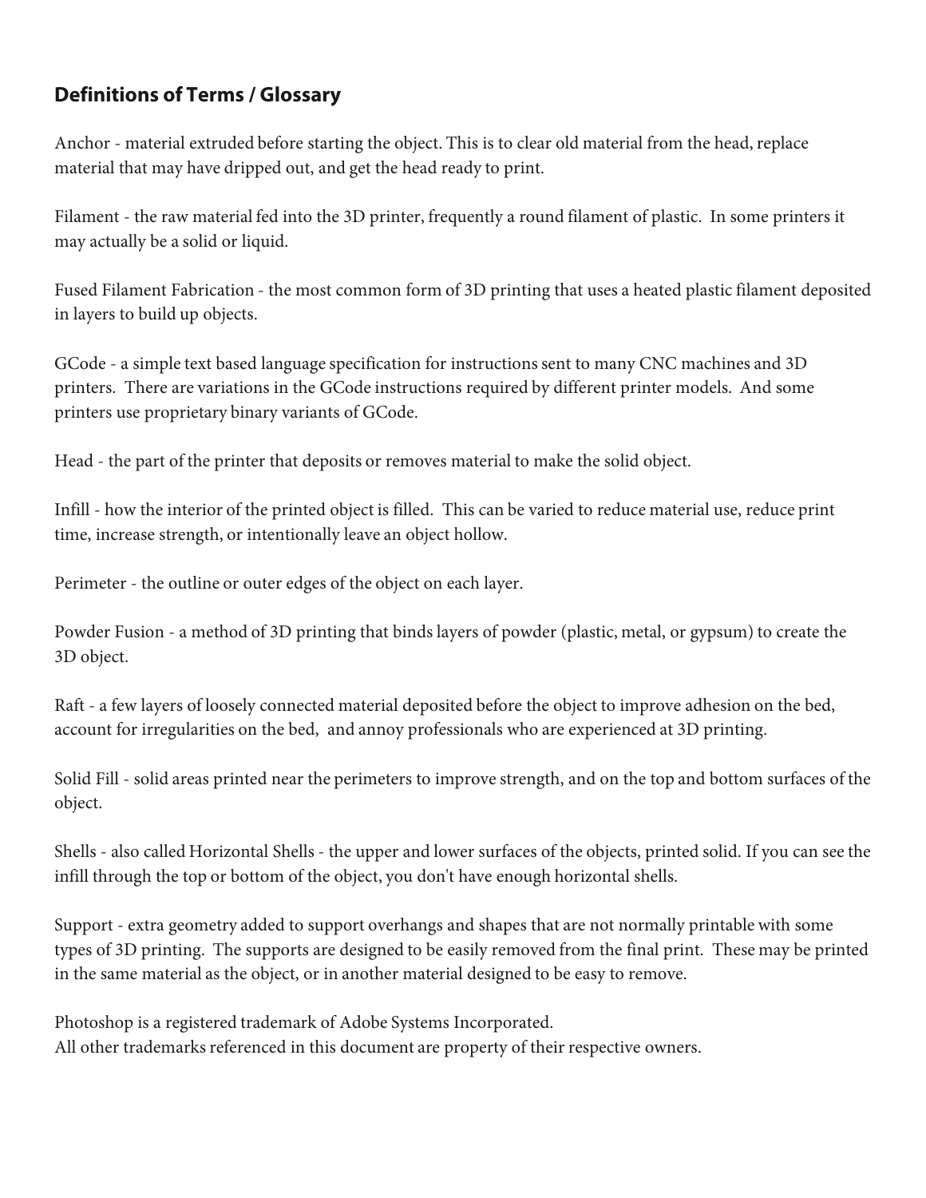## Definitions of Terms / Glossary

Anchor - material extruded before starting the object. This is to clear old material from the head, replace material that may have dripped out, and get the head ready to print.

Filament - the raw material fed into the 3D printer, frequently a round filament of plastic. In some printers it may actually be a solid or liquid.

Fused Filament Fabrication - the most common form of 3D printing that uses a heated plastic filament deposited in layers to build up objects.

GCode - a simple text based language specification for instructions sent to many CNC machines and 3D printers. There are variations in the GCode instructions required by different printer models. And some printers use proprietary binary variants of GCode.

Head - the part of the printer that deposits or removes material to make the solid object.

Infill - how the interior of the printed object is filled. This can be varied to reduce material use, reduce print time, increase strength, or intentionally leave an object hollow.

Perimeter - the outline or outer edges of the object on each layer.

Powder Fusion - a method of 3D printing that binds layers of powder (plastic, metal, or gypsum) to create the 3D object.

Raft - a few layers of loosely connected material deposited before the object to improve adhesion on the bed, account for irregularities on the bed, and annoy professionals who are experienced at 3D printing.

Solid Fill - solid areas printed near the perimeters to improve strength, and on the top and bottom surfaces of the object.

Shells - also called Horizontal Shells - the upper and lower surfaces of the objects, printed solid. If you can see the infill through the top or bottom of the object, you don't have enough horizontal shells.

Support - extra geometry added to support overhangs and shapes that are not normally printable with some types of 3D printing. The supports are designed to be easily removed from the final print. These may be printed in the same material as the object, or in another material designed to be easy to remove.

Photoshop is a registered trademark of Adobe Systems Incorporated.
All other trademarks referenced in this document are property of their respective owners.